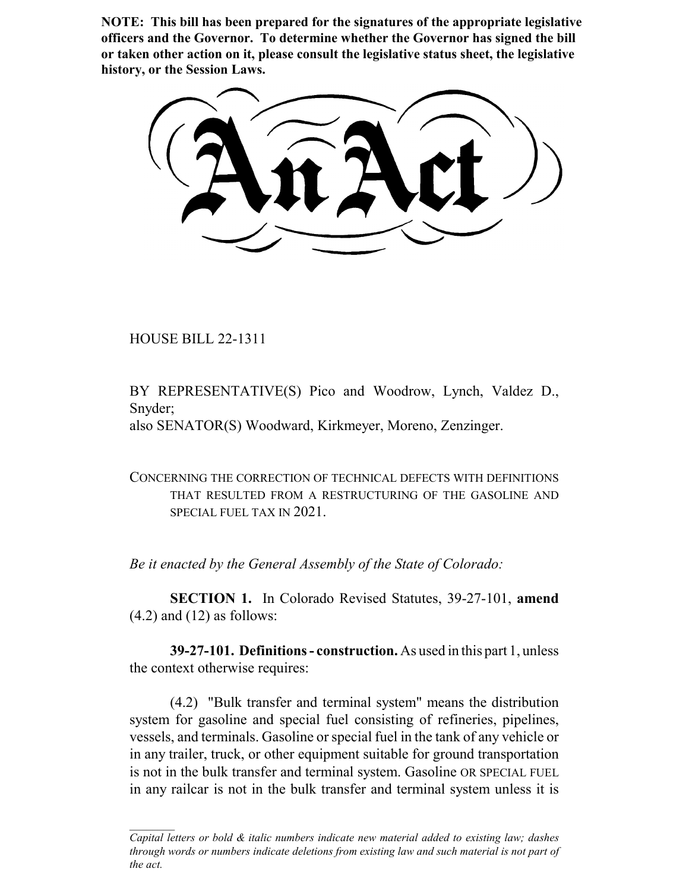**NOTE: This bill has been prepared for the signatures of the appropriate legislative officers and the Governor. To determine whether the Governor has signed the bill or taken other action on it, please consult the legislative status sheet, the legislative history, or the Session Laws.**

# An Act

HOUSE BILL 22-1311

BY REPRESENTATIVE(S) Pico and Woodrow, Lynch, Valdez D., Snyder;
also SENATOR(S) Woodward, Kirkmeyer, Moreno, Zenzinger.

CONCERNING THE CORRECTION OF TECHNICAL DEFECTS WITH DEFINITIONS THAT RESULTED FROM A RESTRUCTURING OF THE GASOLINE AND SPECIAL FUEL TAX IN 2021.

*Be it enacted by the General Assembly of the State of Colorado:*

**SECTION 1.** In Colorado Revised Statutes, 39-27-101, **amend** (4.2) and (12) as follows:

**39-27-101. Definitions - construction.** As used in this part 1, unless the context otherwise requires:

(4.2) "Bulk transfer and terminal system" means the distribution system for gasoline and special fuel consisting of refineries, pipelines, vessels, and terminals. Gasoline or special fuel in the tank of any vehicle or in any trailer, truck, or other equipment suitable for ground transportation is not in the bulk transfer and terminal system. Gasoline OR SPECIAL FUEL in any railcar is not in the bulk transfer and terminal system unless it is

*Capital letters or bold & italic numbers indicate new material added to existing law; dashes through words or numbers indicate deletions from existing law and such material is not part of the act.*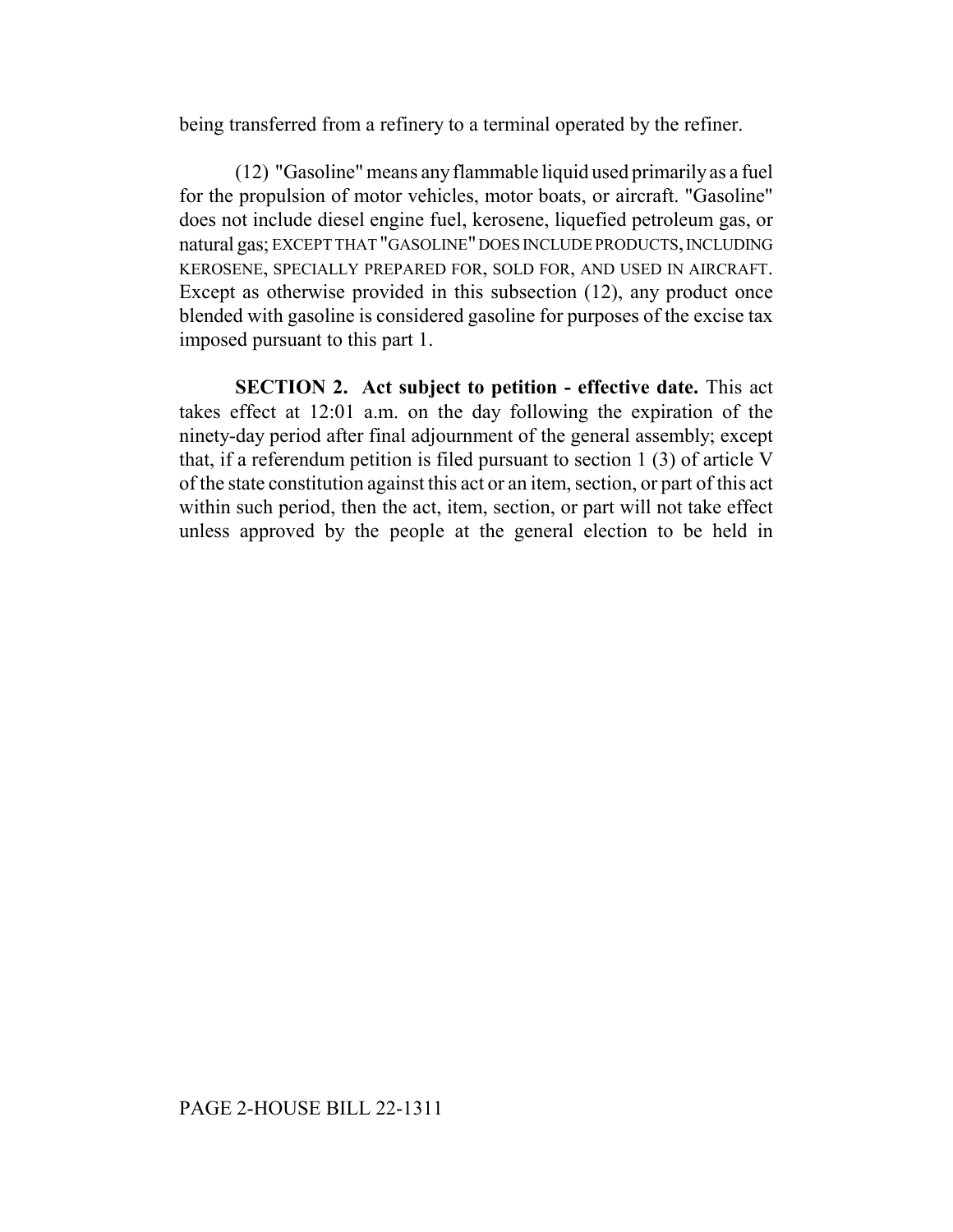being transferred from a refinery to a terminal operated by the refiner.

(12) "Gasoline" means any flammable liquid used primarily as a fuel for the propulsion of motor vehicles, motor boats, or aircraft. "Gasoline" does not include diesel engine fuel, kerosene, liquefied petroleum gas, or natural gas; EXCEPT THAT "GASOLINE" DOES INCLUDE PRODUCTS, INCLUDING KEROSENE, SPECIALLY PREPARED FOR, SOLD FOR, AND USED IN AIRCRAFT. Except as otherwise provided in this subsection (12), any product once blended with gasoline is considered gasoline for purposes of the excise tax imposed pursuant to this part 1.

**SECTION 2. Act subject to petition - effective date.** This act takes effect at 12:01 a.m. on the day following the expiration of the ninety-day period after final adjournment of the general assembly; except that, if a referendum petition is filed pursuant to section 1 (3) of article V of the state constitution against this act or an item, section, or part of this act within such period, then the act, item, section, or part will not take effect unless approved by the people at the general election to be held in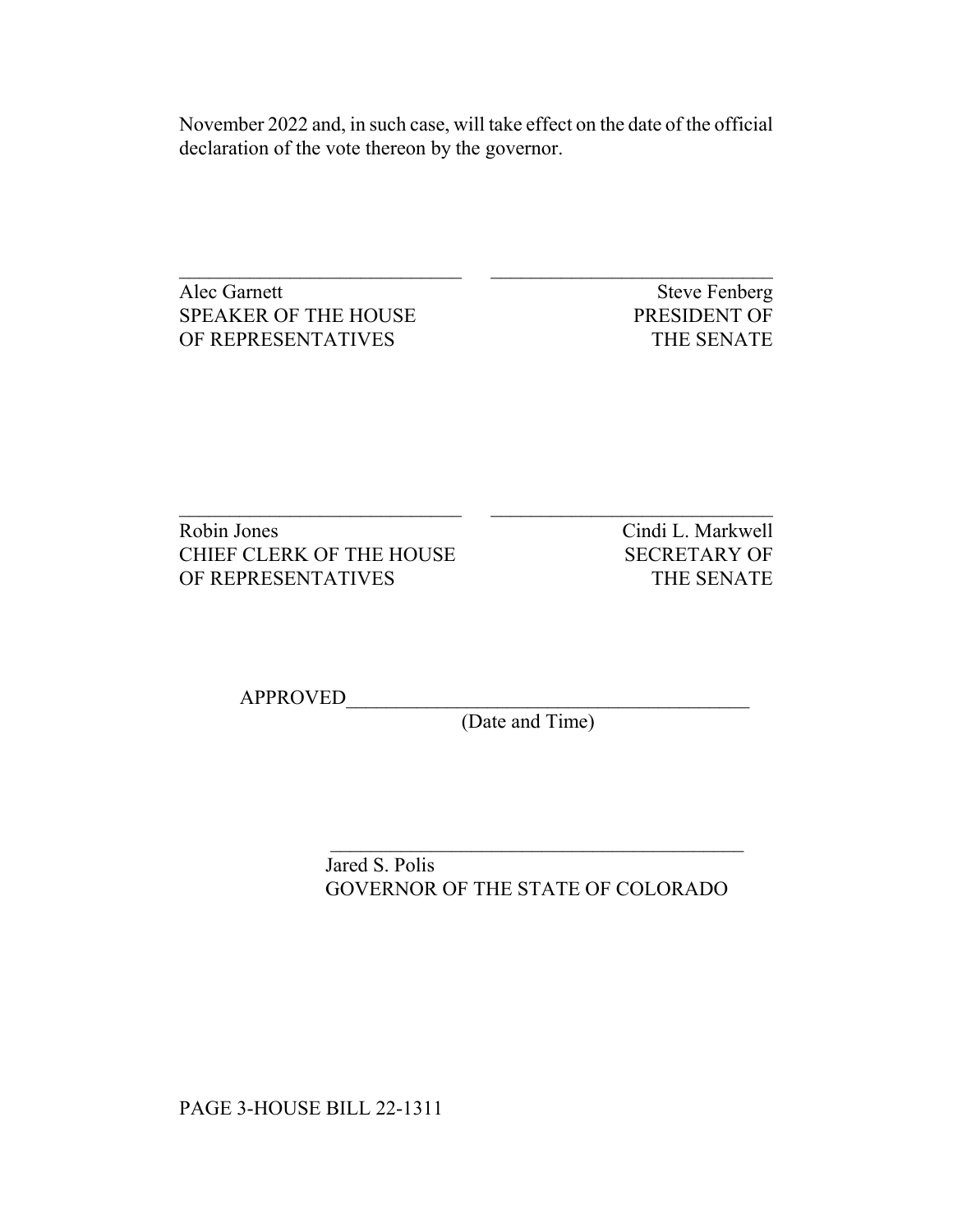November 2022 and, in such case, will take effect on the date of the official declaration of the vote thereon by the governor.

| | |
|---|---|
| ____________________________ | ____________________________ |
| Alec Garnett | Steve Fenberg |
| SPEAKER OF THE HOUSE | PRESIDENT OF |
| OF REPRESENTATIVES | THE SENATE |

| | |
|---|---|
| ____________________________ | ____________________________ |
| Robin Jones | Cindi L. Markwell |
| CHIEF CLERK OF THE HOUSE | SECRETARY OF |
| OF REPRESENTATIVES | THE SENATE |

APPROVED________________________________________
(Date and Time)

_________________________________________
Jared S. Polis
GOVERNOR OF THE STATE OF COLORADO

PAGE 3-HOUSE BILL 22-1311